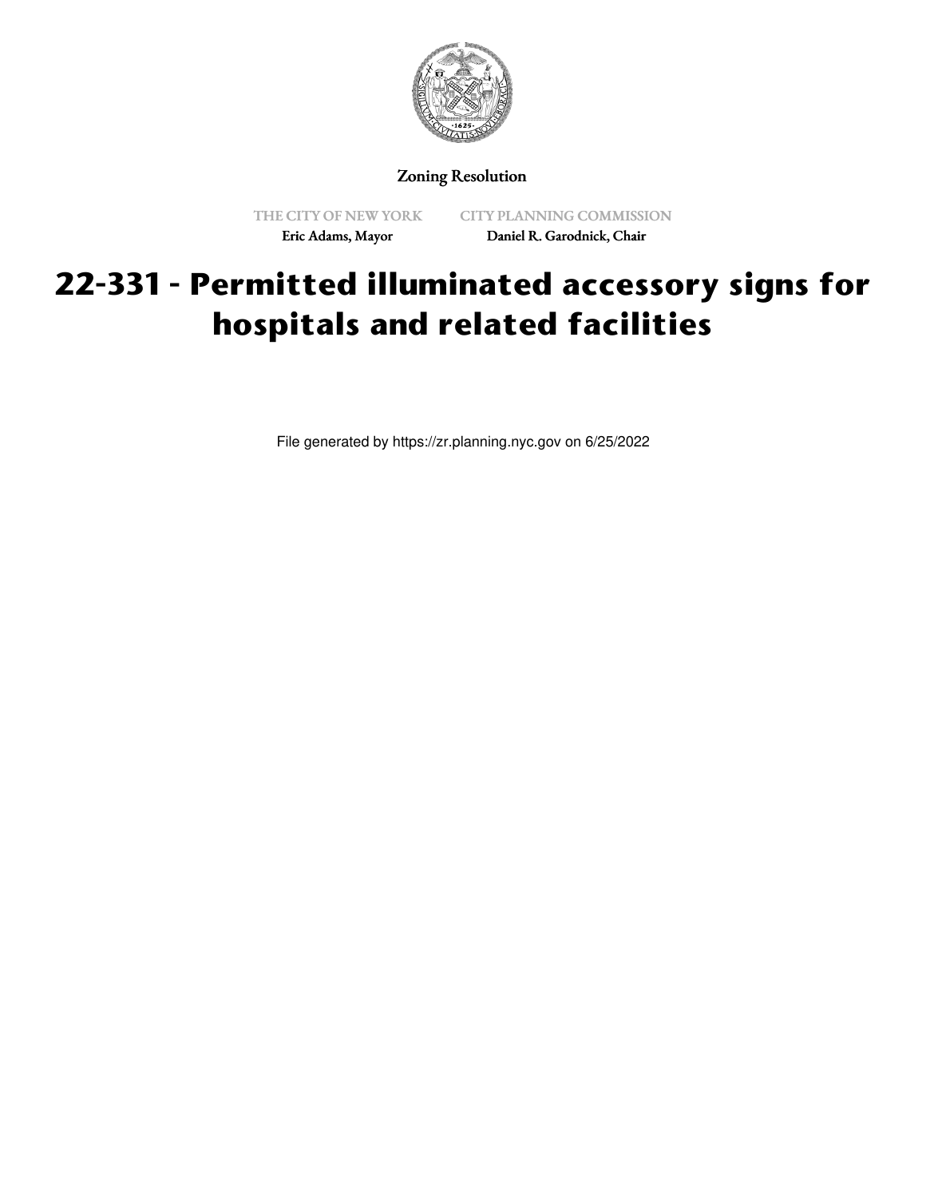Zoning Resolution

THE CITY OF NEW YORK
Eric Adams, Mayor

CITY PLANNING COMMISSION
Daniel R. Garodnick, Chair

# 22-331 - Permitted illuminated accessory signs for hospitals and related facilities

File generated by https://zr.planning.nyc.gov on 6/25/2022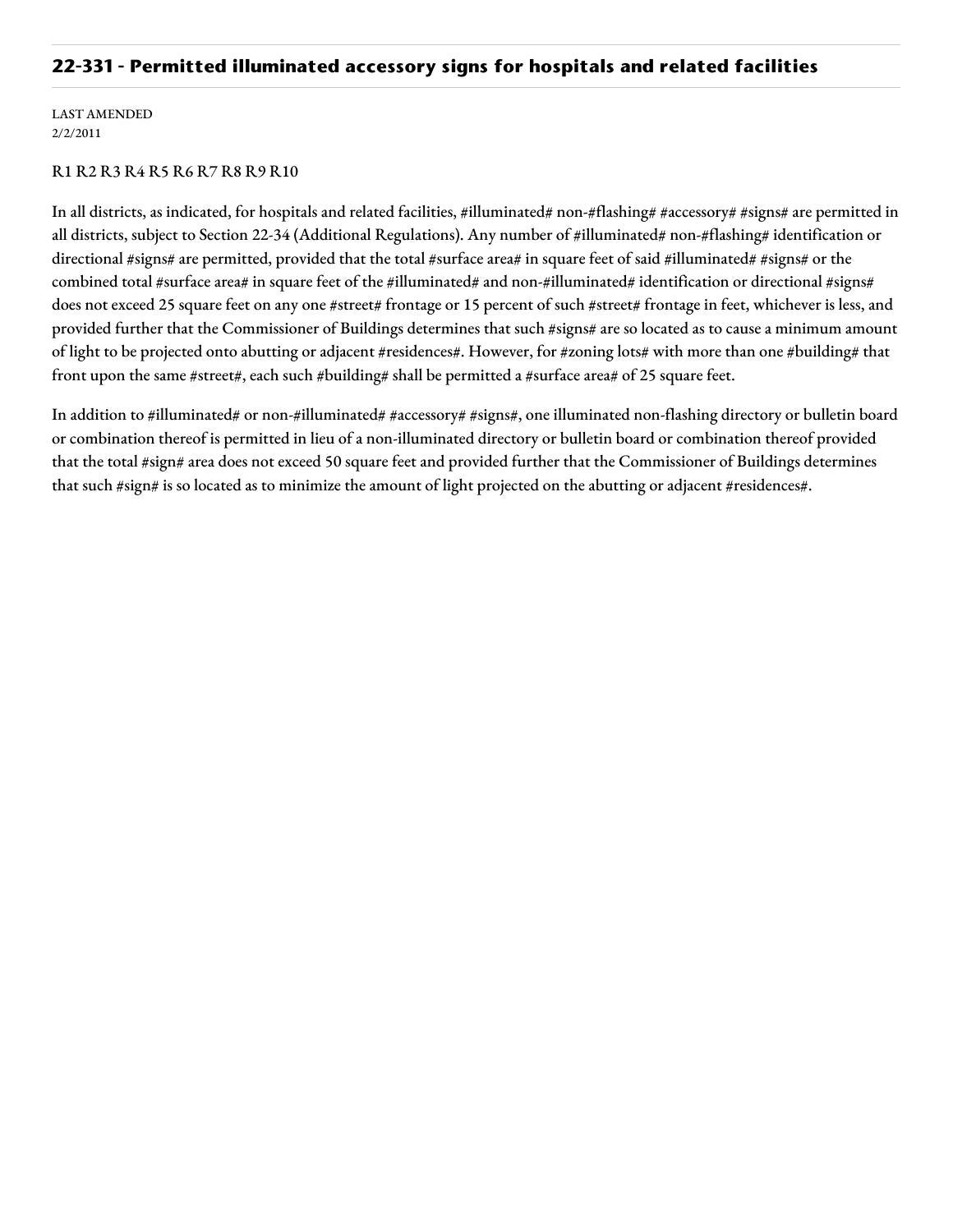## 22-331 - Permitted illuminated accessory signs for hospitals and related facilities

LAST AMENDED
2/2/2011

R1 R2 R3 R4 R5 R6 R7 R8 R9 R10

In all districts, as indicated, for hospitals and related facilities, #illuminated# non-#flashing# #accessory# #signs# are permitted in all districts, subject to Section 22-34 (Additional Regulations). Any number of #illuminated# non-#flashing# identification or directional #signs# are permitted, provided that the total #surface area# in square feet of said #illuminated# #signs# or the combined total #surface area# in square feet of the #illuminated# and non-#illuminated# identification or directional #signs# does not exceed 25 square feet on any one #street# frontage or 15 percent of such #street# frontage in feet, whichever is less, and provided further that the Commissioner of Buildings determines that such #signs# are so located as to cause a minimum amount of light to be projected onto abutting or adjacent #residences#. However, for #zoning lots# with more than one #building# that front upon the same #street#, each such #building# shall be permitted a #surface area# of 25 square feet.

In addition to #illuminated# or non-#illuminated# #accessory# #signs#, one illuminated non-flashing directory or bulletin board or combination thereof is permitted in lieu of a non-illuminated directory or bulletin board or combination thereof provided that the total #sign# area does not exceed 50 square feet and provided further that the Commissioner of Buildings determines that such #sign# is so located as to minimize the amount of light projected on the abutting or adjacent #residences#.